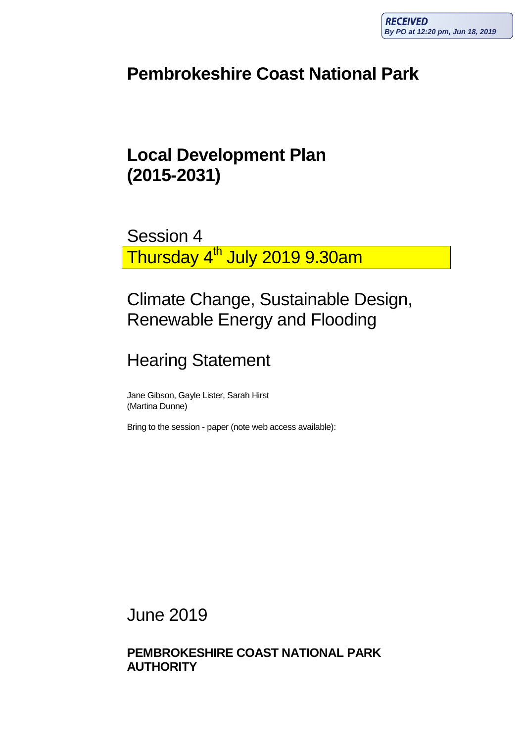RECEIVED
By PO at 12:20 pm, Jun 18, 2019

# Pembrokeshire Coast National Park

# Local Development Plan (2015-2031)

Session 4

Thursday 4th July 2019 9.30am

## Climate Change, Sustainable Design, Renewable Energy and Flooding

## Hearing Statement

Jane Gibson, Gayle Lister, Sarah Hirst
(Martina Dunne)

Bring to the session - paper (note web access available):

June 2019

**PEMBROKESHIRE COAST NATIONAL PARK AUTHORITY**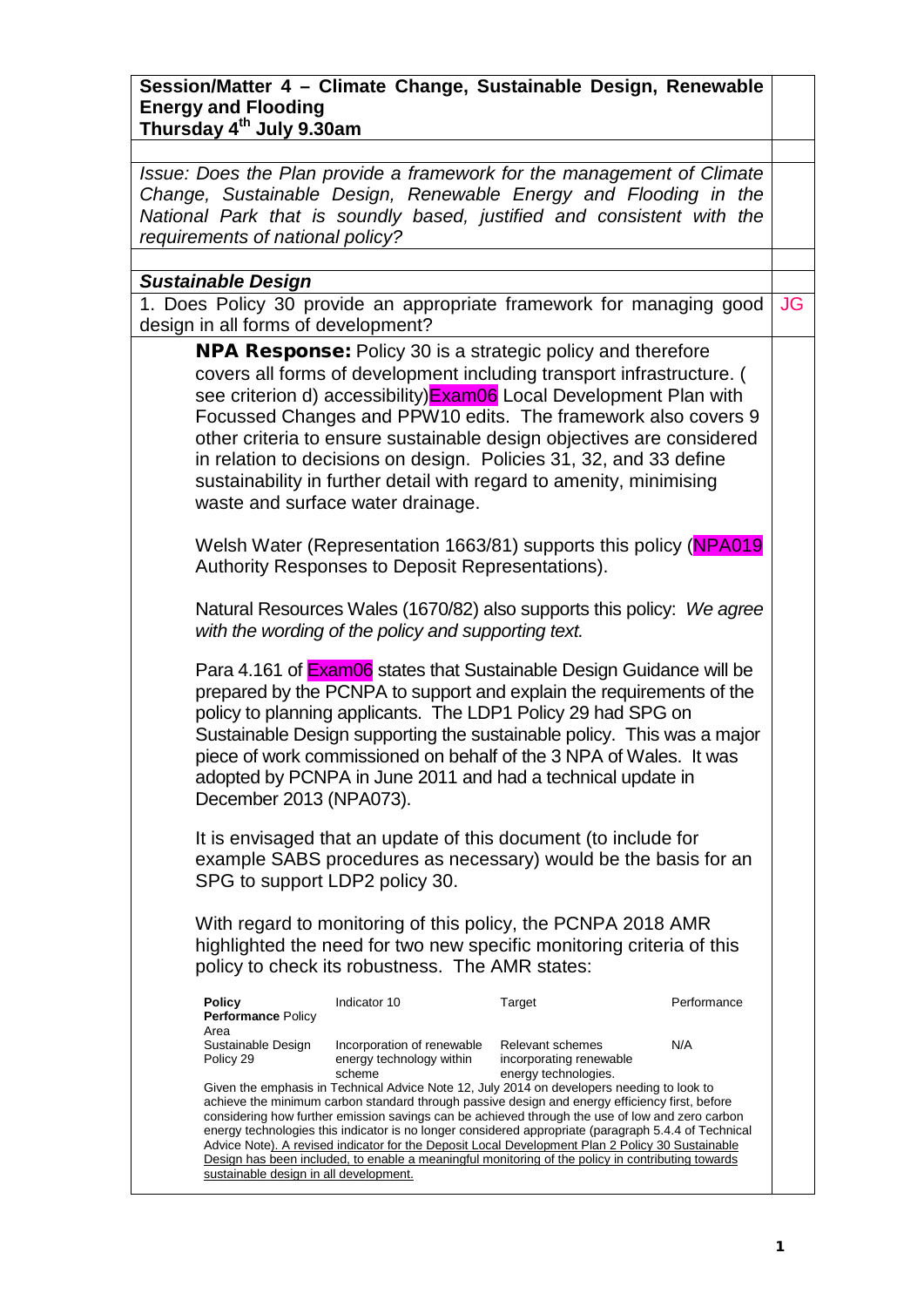## Session/Matter 4 – Climate Change, Sustainable Design, Renewable Energy and Flooding

**Thursday 4th July 9.30am**

*Issue: Does the Plan provide a framework for the management of Climate Change, Sustainable Design, Renewable Energy and Flooding in the National Park that is soundly based, justified and consistent with the requirements of national policy?*

### *Sustainable Design*

1. Does Policy 30 provide an appropriate framework for managing good design in all forms of development? JG

**NPA Response:** Policy 30 is a strategic policy and therefore covers all forms of development including transport infrastructure. ( see criterion d) accessibility) Exam06 Local Development Plan with Focussed Changes and PPW10 edits. The framework also covers 9 other criteria to ensure sustainable design objectives are considered in relation to decisions on design. Policies 31, 32, and 33 define sustainability in further detail with regard to amenity, minimising waste and surface water drainage.

Welsh Water (Representation 1663/81) supports this policy (NPA019 Authority Responses to Deposit Representations).

Natural Resources Wales (1670/82) also supports this policy: *We agree with the wording of the policy and supporting text.*

Para 4.161 of Exam06 states that Sustainable Design Guidance will be prepared by the PCNPA to support and explain the requirements of the policy to planning applicants. The LDP1 Policy 29 had SPG on Sustainable Design supporting the sustainable policy. This was a major piece of work commissioned on behalf of the 3 NPA of Wales. It was adopted by PCNPA in June 2011 and had a technical update in December 2013 (NPA073).

It is envisaged that an update of this document (to include for example SABS procedures as necessary) would be the basis for an SPG to support LDP2 policy 30.

With regard to monitoring of this policy, the PCNPA 2018 AMR highlighted the need for two new specific monitoring criteria of this policy to check its robustness. The AMR states:

| **Policy Performance** Policy Area | Indicator 10 | Target | Performance |
|---|---|---|---|
| Sustainable Design Policy 29 | Incorporation of renewable energy technology within scheme | Relevant schemes incorporating renewable energy technologies. | N/A |

Given the emphasis in Technical Advice Note 12, July 2014 on developers needing to look to achieve the minimum carbon standard through passive design and energy efficiency first, before considering how further emission savings can be achieved through the use of low and zero carbon energy technologies this indicator is no longer considered appropriate (paragraph 5.4.4 of Technical Advice Note). A revised indicator for the Deposit Local Development Plan 2 Policy 30 Sustainable Design has been included, to enable a meaningful monitoring of the policy in contributing towards sustainable design in all development.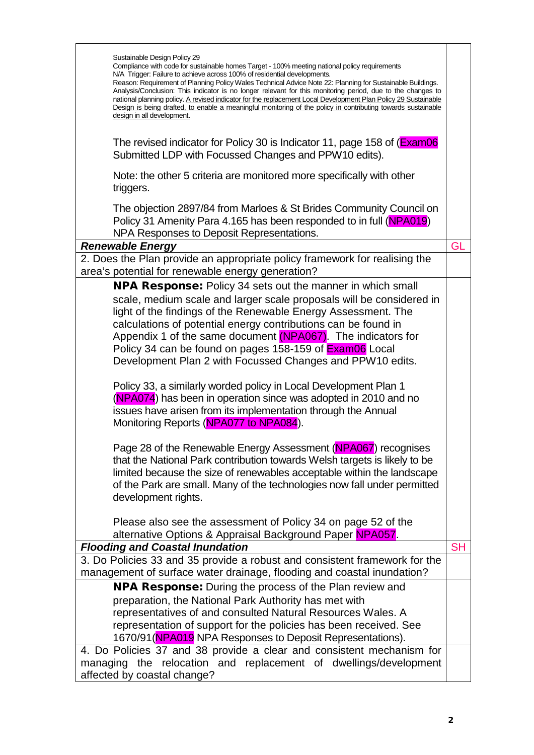| | |
|---|---|
| Sustainable Design Policy 29<br>Compliance with code for sustainable homes Target - 100% meeting national policy requirements<br>N/A Trigger: Failure to achieve across 100% of residential developments.<br>Reason: Requirement of Planning Policy Wales Technical Advice Note 22: Planning for Sustainable Buildings.<br>Analysis/Conclusion: This indicator is no longer relevant for this monitoring period, due to the changes to national planning policy. A revised indicator for the replacement Local Development Plan Policy 29 Sustainable Design is being drafted, to enable a meaningful monitoring of the policy in contributing towards sustainable design in all development.<br><br>The revised indicator for Policy 30 is Indicator 11, page 158 of (Exam06 Submitted LDP with Focussed Changes and PPW10 edits).<br><br>Note: the other 5 criteria are monitored more specifically with other triggers.<br><br>The objection 2897/84 from Marloes & St Brides Community Council on Policy 31 Amenity Para 4.165 has been responded to in full (NPA019) NPA Responses to Deposit Representations. | |
| ***Renewable Energy*** | GL |
| 2. Does the Plan provide an appropriate policy framework for realising the area's potential for renewable energy generation? | |
| **NPA Response:** Policy 34 sets out the manner in which small scale, medium scale and larger scale proposals will be considered in light of the findings of the Renewable Energy Assessment. The calculations of potential energy contributions can be found in Appendix 1 of the same document (NPA067). The indicators for Policy 34 can be found on pages 158-159 of Exam06 Local Development Plan 2 with Focussed Changes and PPW10 edits.<br><br>Policy 33, a similarly worded policy in Local Development Plan 1 (NPA074) has been in operation since was adopted in 2010 and no issues have arisen from its implementation through the Annual Monitoring Reports (NPA077 to NPA084).<br><br>Page 28 of the Renewable Energy Assessment (NPA067) recognises that the National Park contribution towards Welsh targets is likely to be limited because the size of renewables acceptable within the landscape of the Park are small. Many of the technologies now fall under permitted development rights.<br><br>Please also see the assessment of Policy 34 on page 52 of the alternative Options & Appraisal Background Paper NPA057. | |
| ***Flooding and Coastal Inundation*** | SH |
| 3. Do Policies 33 and 35 provide a robust and consistent framework for the management of surface water drainage, flooding and coastal inundation? | |
| **NPA Response:** During the process of the Plan review and preparation, the National Park Authority has met with representatives of and consulted Natural Resources Wales. A representation of support for the policies has been received. See 1670/91(NPA019 NPA Responses to Deposit Representations). | |
| 4. Do Policies 37 and 38 provide a clear and consistent mechanism for managing the relocation and replacement of dwellings/development affected by coastal change? | |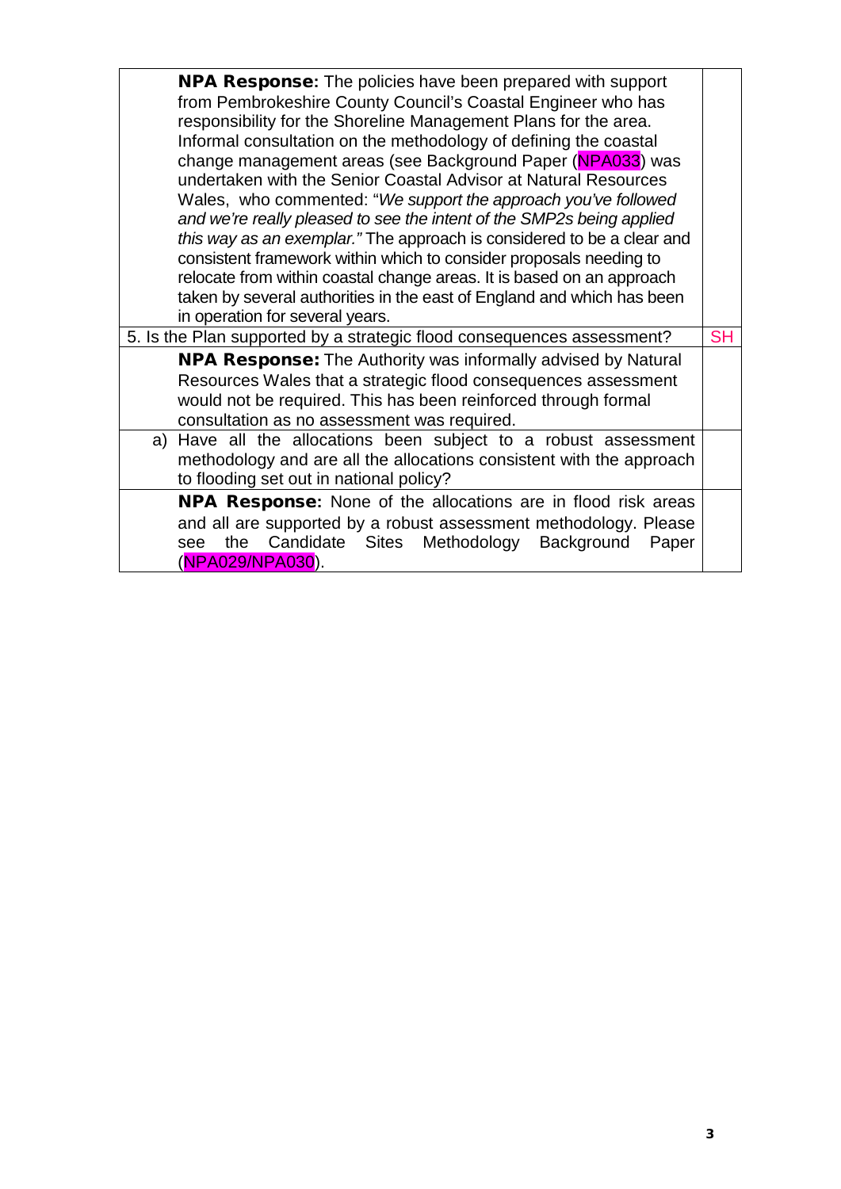| | |
|---|---|
| **NPA Response:** The policies have been prepared with support from Pembrokeshire County Council's Coastal Engineer who has responsibility for the Shoreline Management Plans for the area. Informal consultation on the methodology of defining the coastal change management areas (see Background Paper (NPA033) was undertaken with the Senior Coastal Advisor at Natural Resources Wales, who commented: "*We support the approach you've followed and we're really pleased to see the intent of the SMP2s being applied this way as an exemplar.*" The approach is considered to be a clear and consistent framework within which to consider proposals needing to relocate from within coastal change areas. It is based on an approach taken by several authorities in the east of England and which has been in operation for several years. | |
| 5. Is the Plan supported by a strategic flood consequences assessment? | SH |
| **NPA Response:** The Authority was informally advised by Natural Resources Wales that a strategic flood consequences assessment would not be required. This has been reinforced through formal consultation as no assessment was required. | |
| a) Have all the allocations been subject to a robust assessment methodology and are all the allocations consistent with the approach to flooding set out in national policy? | |
| **NPA Response:** None of the allocations are in flood risk areas and all are supported by a robust assessment methodology. Please see the Candidate Sites Methodology Background Paper (NPA029/NPA030). | |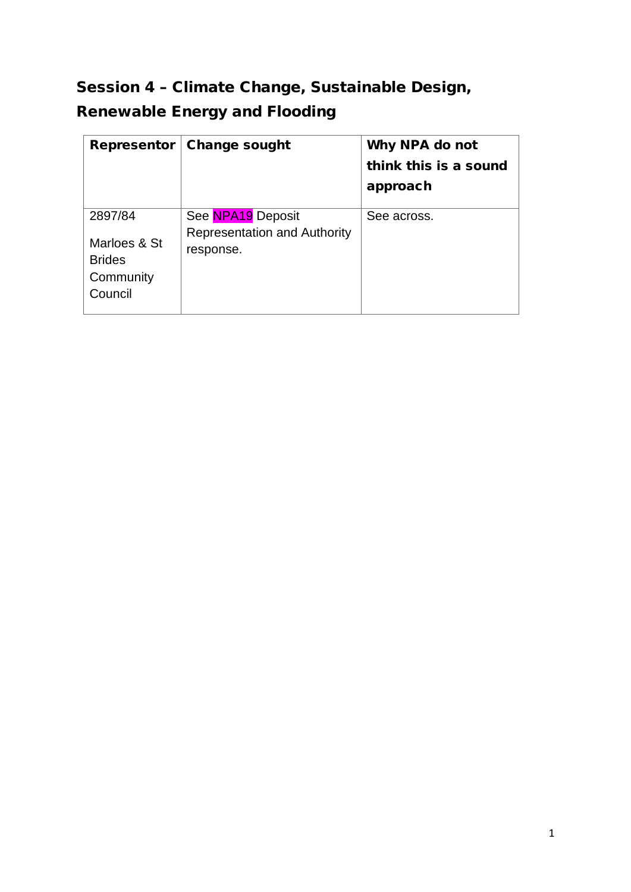## Session 4 – Climate Change, Sustainable Design, Renewable Energy and Flooding

| Representor | Change sought | Why NPA do not think this is a sound approach |
|---|---|---|
| 2897/84<br><br>Marloes & St Brides Community Council | See NPA19 Deposit Representation and Authority response. | See across. |